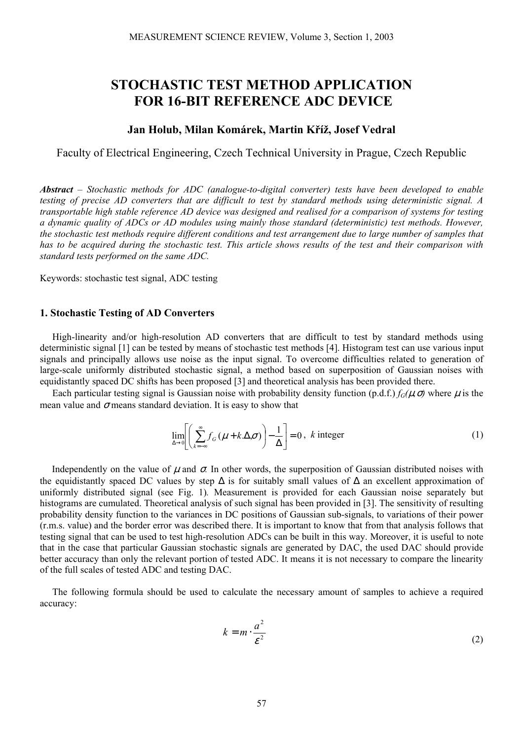# STOCHASTIC TEST METHOD APPLICATION FOR 16-BIT REFERENCE ADC DEVICE

**Jan Holub, Milan Komárek, Martin Kříž, Josef Vedral**

Faculty of Electrical Engineering, Czech Technical University in Prague, Czech Republic

***Abstract*** *– Stochastic methods for ADC (analogue-to-digital converter) tests have been developed to enable testing of precise AD converters that are difficult to test by standard methods using deterministic signal. A transportable high stable reference AD device was designed and realised for a comparison of systems for testing a dynamic quality of ADCs or AD modules using mainly those standard (deterministic) test methods. However, the stochastic test methods require different conditions and test arrangement due to large number of samples that has to be acquired during the stochastic test. This article shows results of the test and their comparison with standard tests performed on the same ADC.*

Keywords: stochastic test signal, ADC testing

## 1. Stochastic Testing of AD Converters

High-linearity and/or high-resolution AD converters that are difficult to test by standard methods using deterministic signal [1] can be tested by means of stochastic test methods [4]. Histogram test can use various input signals and principally allows use noise as the input signal. To overcome difficulties related to generation of large-scale uniformly distributed stochastic signal, a method based on superposition of Gaussian noises with equidistantly spaced DC shifts has been proposed [3] and theoretical analysis has been provided there.

Each particular testing signal is Gaussian noise with probability density function (p.d.f.) $f_G(\mu,\sigma)$ where $\mu$ is the mean value and $\sigma$ means standard deviation. It is easy to show that

$$\lim_{\Delta \to 0}\left[\left(\sum_{k=-\infty}^{\infty} f_G(\mu + k.\Delta, \sigma)\right) - \frac{1}{\Delta}\right] = 0, \ k \text{ integer} \tag{1}$$

Independently on the value of $\mu$ and $\sigma$. In other words, the superposition of Gaussian distributed noises with the equidistantly spaced DC values by step $\Delta$ is for suitably small values of $\Delta$ an excellent approximation of uniformly distributed signal (see Fig. 1). Measurement is provided for each Gaussian noise separately but histograms are cumulated. Theoretical analysis of such signal has been provided in [3]. The sensitivity of resulting probability density function to the variances in DC positions of Gaussian sub-signals, to variations of their power (r.m.s. value) and the border error was described there. It is important to know that from that analysis follows that testing signal that can be used to test high-resolution ADCs can be built in this way. Moreover, it is useful to note that in the case that particular Gaussian stochastic signals are generated by DAC, the used DAC should provide better accuracy than only the relevant portion of tested ADC. It means it is not necessary to compare the linearity of the full scales of tested ADC and testing DAC.

The following formula should be used to calculate the necessary amount of samples to achieve a required accuracy:

$$k = m \cdot \frac{a^2}{\varepsilon^2} \tag{2}$$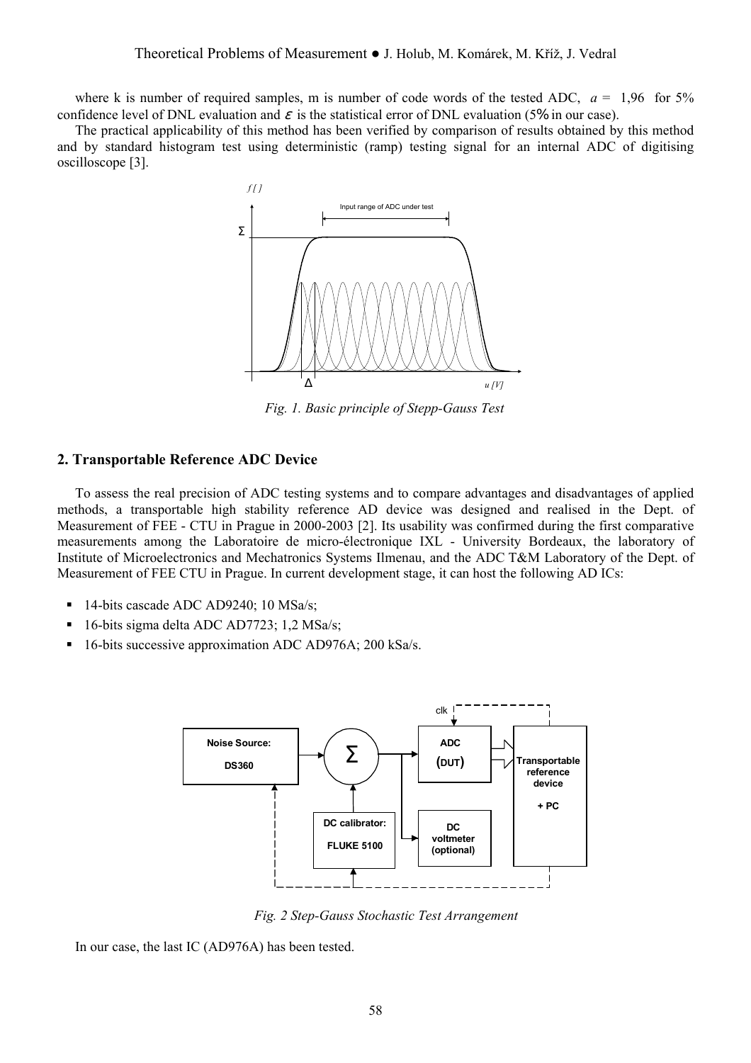where k is number of required samples, m is number of code words of the tested ADC, $a = 1{,}96$ for 5% confidence level of DNL evaluation and $\varepsilon$ is the statistical error of DNL evaluation (5% in our case).

The practical applicability of this method has been verified by comparison of results obtained by this method and by standard histogram test using deterministic (ramp) testing signal for an internal ADC of digitising oscilloscope [3].

*Fig. 1. Basic principle of Stepp-Gauss Test*

## 2. Transportable Reference ADC Device

To assess the real precision of ADC testing systems and to compare advantages and disadvantages of applied methods, a transportable high stability reference AD device was designed and realised in the Dept. of Measurement of FEE - CTU in Prague in 2000-2003 [2]. Its usability was confirmed during the first comparative measurements among the Laboratoire de micro-électronique IXL - University Bordeaux, the laboratory of Institute of Microelectronics and Mechatronics Systems Ilmenau, and the ADC T&M Laboratory of the Dept. of Measurement of FEE CTU in Prague. In current development stage, it can host the following AD ICs:

- 14-bits cascade ADC AD9240; 10 MSa/s;
- 16-bits sigma delta ADC AD7723; 1,2 MSa/s;
- 16-bits successive approximation ADC AD976A; 200 kSa/s.

*Fig. 2 Step-Gauss Stochastic Test Arrangement*

In our case, the last IC (AD976A) has been tested.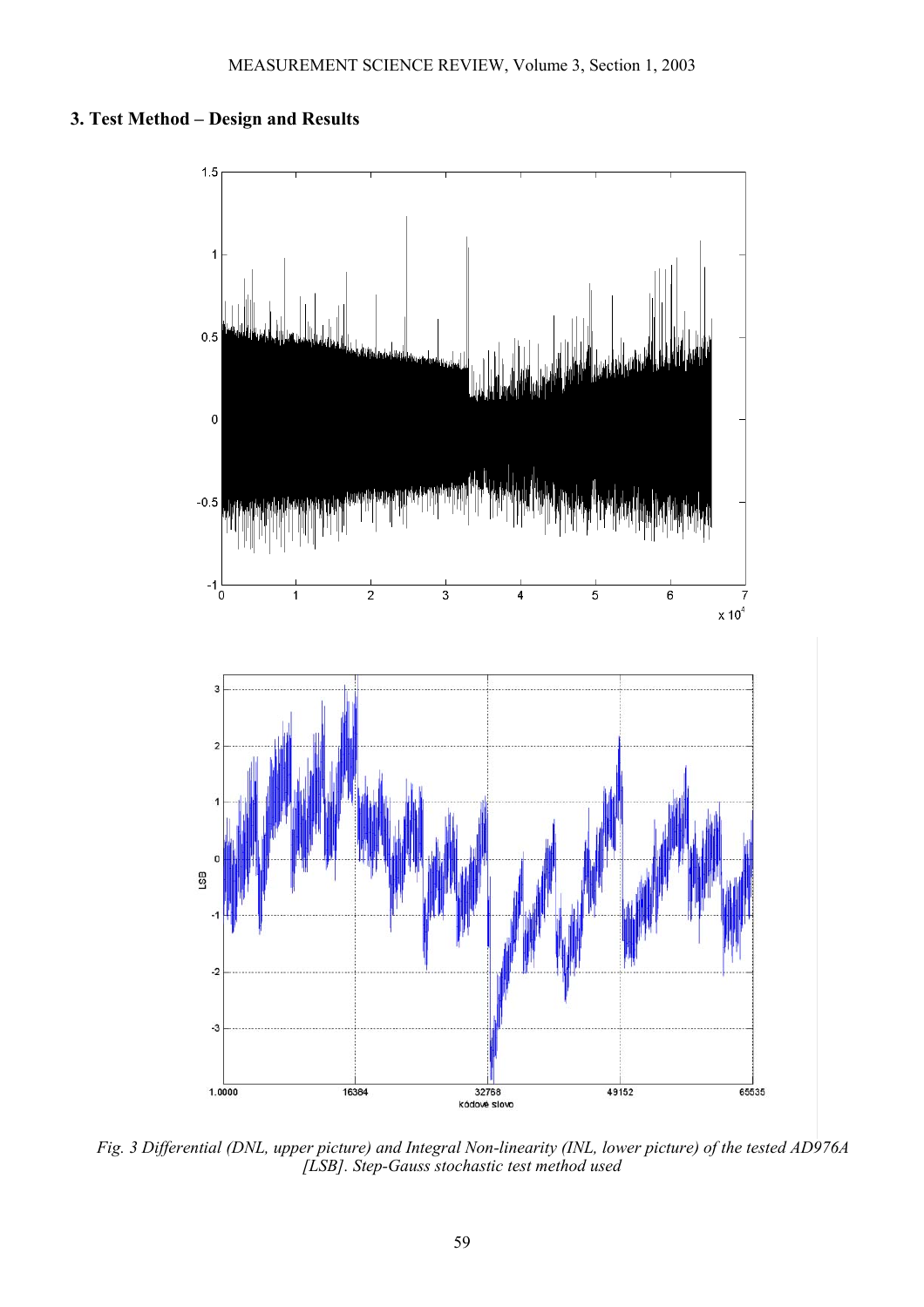## 3. Test Method – Design and Results

*Fig. 3 Differential (DNL, upper picture) and Integral Non-linearity (INL, lower picture) of the tested AD976A [LSB]. Step-Gauss stochastic test method used*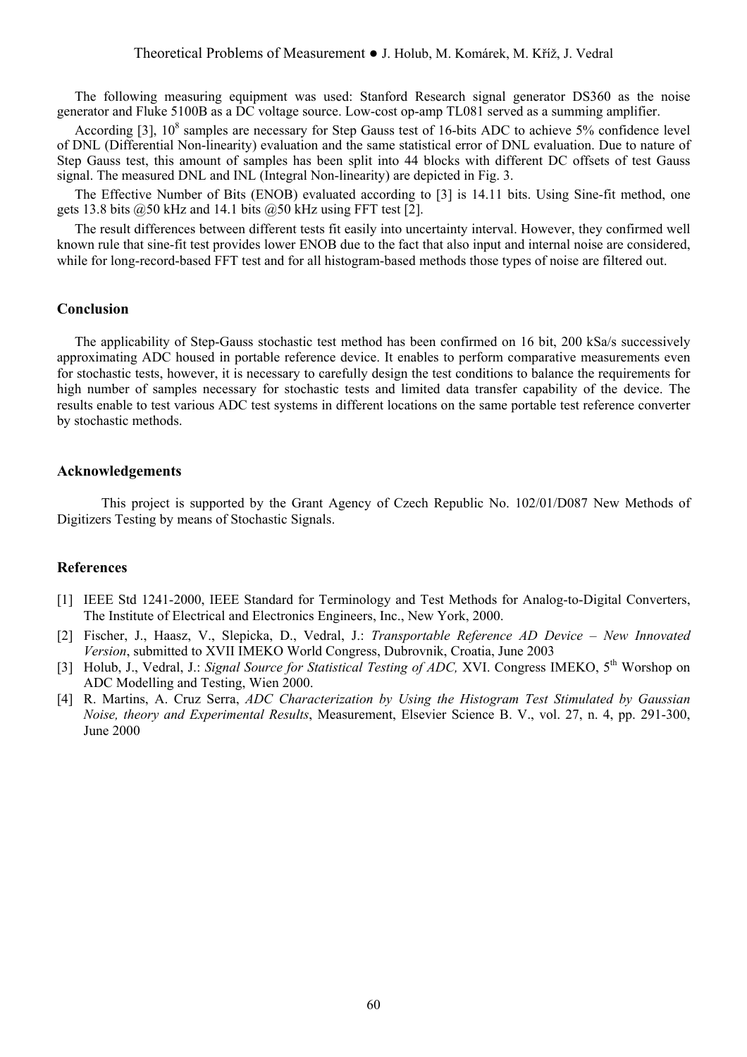The following measuring equipment was used: Stanford Research signal generator DS360 as the noise generator and Fluke 5100B as a DC voltage source. Low-cost op-amp TL081 served as a summing amplifier.

According [3], $10^8$ samples are necessary for Step Gauss test of 16-bits ADC to achieve 5% confidence level of DNL (Differential Non-linearity) evaluation and the same statistical error of DNL evaluation. Due to nature of Step Gauss test, this amount of samples has been split into 44 blocks with different DC offsets of test Gauss signal. The measured DNL and INL (Integral Non-linearity) are depicted in Fig. 3.

The Effective Number of Bits (ENOB) evaluated according to [3] is 14.11 bits. Using Sine-fit method, one gets 13.8 bits @50 kHz and 14.1 bits @50 kHz using FFT test [2].

The result differences between different tests fit easily into uncertainty interval. However, they confirmed well known rule that sine-fit test provides lower ENOB due to the fact that also input and internal noise are considered, while for long-record-based FFT test and for all histogram-based methods those types of noise are filtered out.

## Conclusion

The applicability of Step-Gauss stochastic test method has been confirmed on 16 bit, 200 kSa/s successively approximating ADC housed in portable reference device. It enables to perform comparative measurements even for stochastic tests, however, it is necessary to carefully design the test conditions to balance the requirements for high number of samples necessary for stochastic tests and limited data transfer capability of the device. The results enable to test various ADC test systems in different locations on the same portable test reference converter by stochastic methods.

## Acknowledgements

This project is supported by the Grant Agency of Czech Republic No. 102/01/D087 New Methods of Digitizers Testing by means of Stochastic Signals.

## References

[1] IEEE Std 1241-2000, IEEE Standard for Terminology and Test Methods for Analog-to-Digital Converters, The Institute of Electrical and Electronics Engineers, Inc., New York, 2000.

[2] Fischer, J., Haasz, V., Slepicka, D., Vedral, J.: *Transportable Reference AD Device – New Innovated Version*, submitted to XVII IMEKO World Congress, Dubrovnik, Croatia, June 2003

[3] Holub, J., Vedral, J.: *Signal Source for Statistical Testing of ADC,* XVI. Congress IMEKO, 5th Worshop on ADC Modelling and Testing, Wien 2000.

[4] R. Martins, A. Cruz Serra, *ADC Characterization by Using the Histogram Test Stimulated by Gaussian Noise, theory and Experimental Results*, Measurement, Elsevier Science B. V., vol. 27, n. 4, pp. 291-300, June 2000